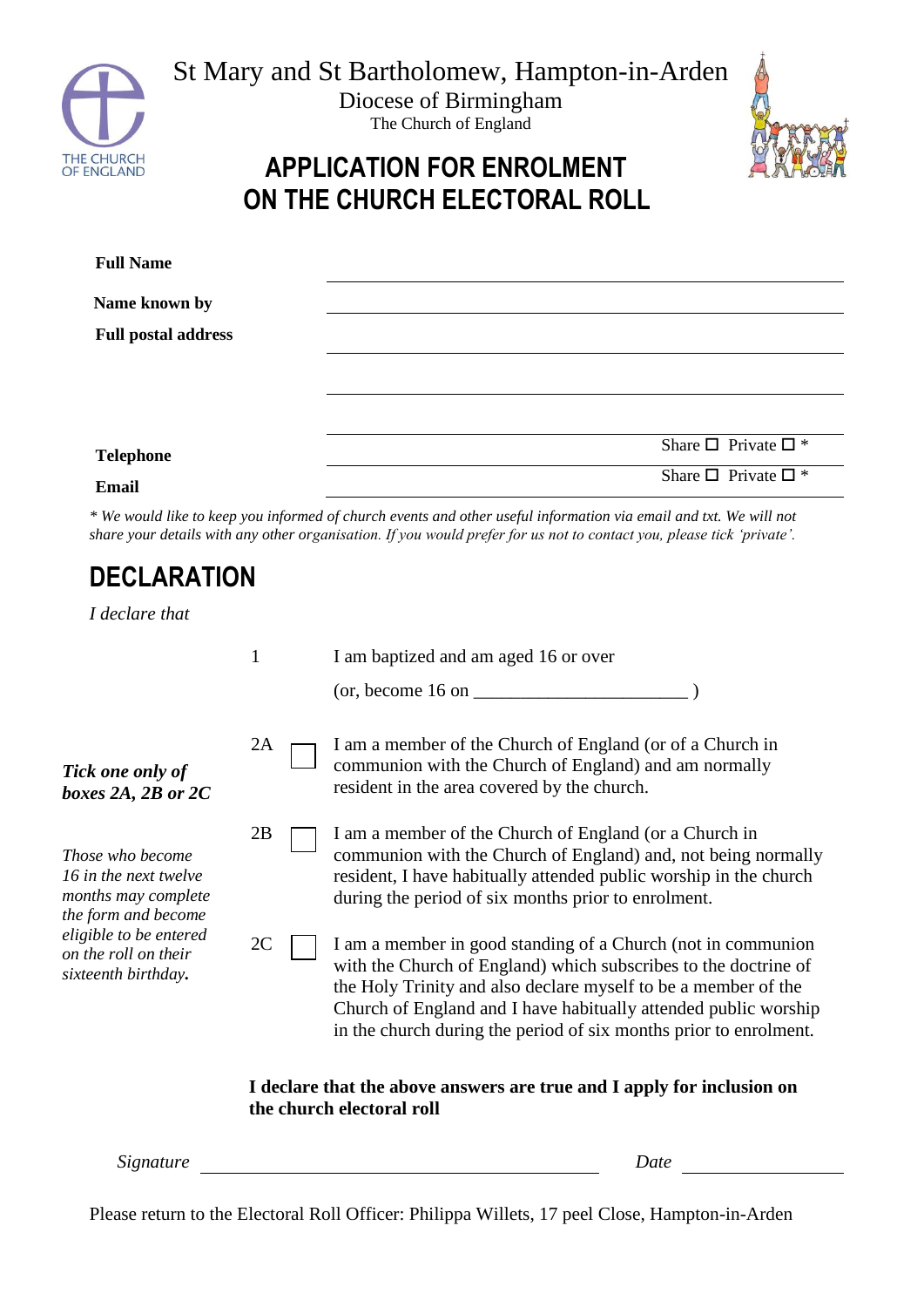St Mary and St Bartholomew, Hampton-in-Arden

Diocese of Birmingham

The Church of England

# APPLICATION FOR ENROLMENT ON THE CHURCH ELECTORAL ROLL

**Full Name** ____________________________________________

**Name known by** ____________________________________________

**Full postal address** ____________________________________________

____________________________________________

____________________________________________

**Telephone** ____________________________ Share ☐ Private ☐ *

**Email** ____________________________ Share ☐ Private ☐ *

*\* We would like to keep you informed of church events and other useful information via email and txt. We will not share your details with any other organisation. If you would prefer for us not to contact you, please tick 'private'.*

## DECLARATION

*I declare that*

1 I am baptized and am aged 16 or over

(or, become 16 on _______________________ )

*Tick one only of boxes 2A, 2B or 2C*

*Those who become 16 in the next twelve months may complete the form and become eligible to be entered on the roll on their sixteenth birthday.*

2A ☐ I am a member of the Church of England (or of a Church in communion with the Church of England) and am normally resident in the area covered by the church.

2B ☐ I am a member of the Church of England (or a Church in communion with the Church of England) and, not being normally resident, I have habitually attended public worship in the church during the period of six months prior to enrolment.

2C ☐ I am a member in good standing of a Church (not in communion with the Church of England) which subscribes to the doctrine of the Holy Trinity and also declare myself to be a member of the Church of England and I have habitually attended public worship in the church during the period of six months prior to enrolment.

**I declare that the above answers are true and I apply for inclusion on the church electoral roll**

*Signature* ____________________________________ *Date* ________________

Please return to the Electoral Roll Officer: Philippa Willets, 17 peel Close, Hampton-in-Arden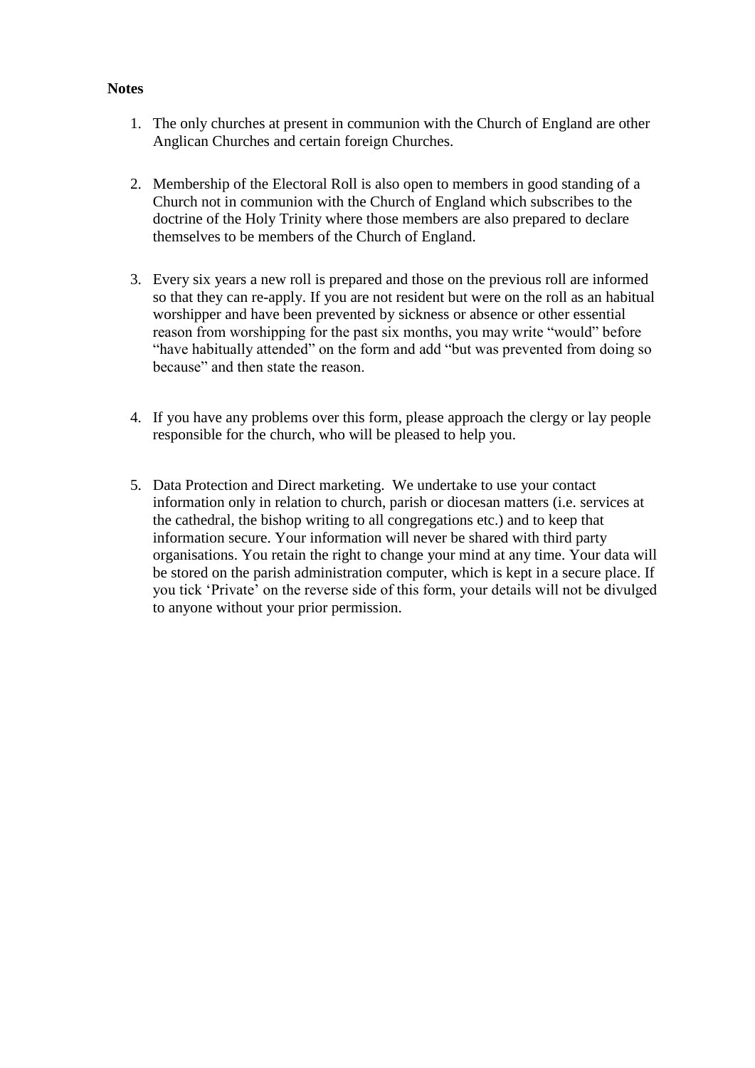**Notes**

1. The only churches at present in communion with the Church of England are other Anglican Churches and certain foreign Churches.

2. Membership of the Electoral Roll is also open to members in good standing of a Church not in communion with the Church of England which subscribes to the doctrine of the Holy Trinity where those members are also prepared to declare themselves to be members of the Church of England.

3. Every six years a new roll is prepared and those on the previous roll are informed so that they can re-apply. If you are not resident but were on the roll as an habitual worshipper and have been prevented by sickness or absence or other essential reason from worshipping for the past six months, you may write "would" before "have habitually attended" on the form and add "but was prevented from doing so because" and then state the reason.

4. If you have any problems over this form, please approach the clergy or lay people responsible for the church, who will be pleased to help you.

5. Data Protection and Direct marketing. We undertake to use your contact information only in relation to church, parish or diocesan matters (i.e. services at the cathedral, the bishop writing to all congregations etc.) and to keep that information secure. Your information will never be shared with third party organisations. You retain the right to change your mind at any time. Your data will be stored on the parish administration computer, which is kept in a secure place. If you tick 'Private' on the reverse side of this form, your details will not be divulged to anyone without your prior permission.